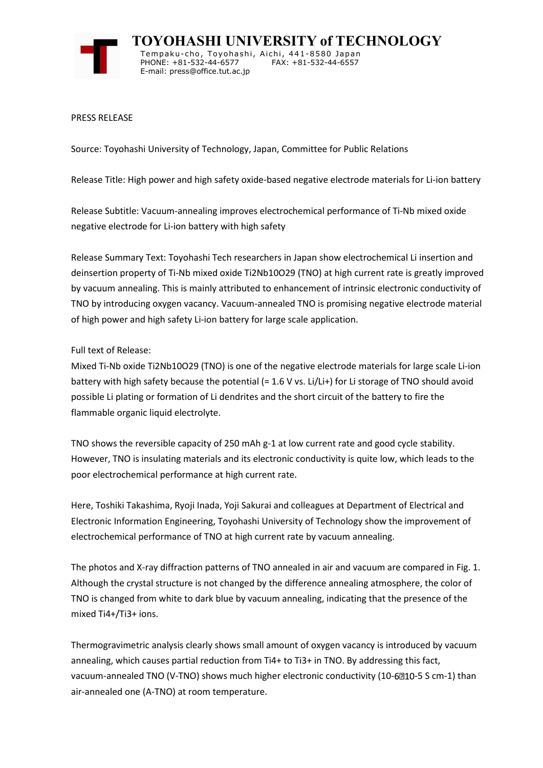# TOYOHASHI UNIVERSITY of TECHNOLOGY

Tempaku-cho, Toyohashi, Aichi, 441-8580 Japan
PHONE: +81-532-44-6577 FAX: +81-532-44-6557
E-mail: press@office.tut.ac.jp

PRESS RELEASE

Source: Toyohashi University of Technology, Japan, Committee for Public Relations

Release Title: High power and high safety oxide-based negative electrode materials for Li-ion battery

Release Subtitle: Vacuum-annealing improves electrochemical performance of Ti-Nb mixed oxide negative electrode for Li-ion battery with high safety

Release Summary Text: Toyohashi Tech researchers in Japan show electrochemical Li insertion and deinsertion property of Ti-Nb mixed oxide $Ti_2Nb_{10}O_{29}$ (TNO) at high current rate is greatly improved by vacuum annealing. This is mainly attributed to enhancement of intrinsic electronic conductivity of TNO by introducing oxygen vacancy. Vacuum-annealed TNO is promising negative electrode material of high power and high safety Li-ion battery for large scale application.

Full text of Release:

Mixed Ti-Nb oxide $Ti_2Nb_{10}O_{29}$ (TNO) is one of the negative electrode materials for large scale Li-ion battery with high safety because the potential (= 1.6 V vs. $Li/Li^+$) for Li storage of TNO should avoid possible Li plating or formation of Li dendrites and the short circuit of the battery to fire the flammable organic liquid electrolyte.

TNO shows the reversible capacity of 250 mAh $g^{-1}$ at low current rate and good cycle stability. However, TNO is insulating materials and its electronic conductivity is quite low, which leads to the poor electrochemical performance at high current rate.

Here, Toshiki Takashima, Ryoji Inada, Yoji Sakurai and colleagues at Department of Electrical and Electronic Information Engineering, Toyohashi University of Technology show the improvement of electrochemical performance of TNO at high current rate by vacuum annealing.

The photos and X-ray diffraction patterns of TNO annealed in air and vacuum are compared in Fig. 1. Although the crystal structure is not changed by the difference annealing atmosphere, the color of TNO is changed from white to dark blue by vacuum annealing, indicating that the presence of the mixed $Ti^{4+}/Ti^{3+}$ ions.

Thermogravimetric analysis clearly shows small amount of oxygen vacancy is introduced by vacuum annealing, which causes partial reduction from $Ti^{4+}$ to $Ti^{3+}$ in TNO. By addressing this fact, vacuum-annealed TNO (V-TNO) shows much higher electronic conductivity ($10^{-6}$–$10^{-5}$ S $cm^{-1}$) than air-annealed one (A-TNO) at room temperature.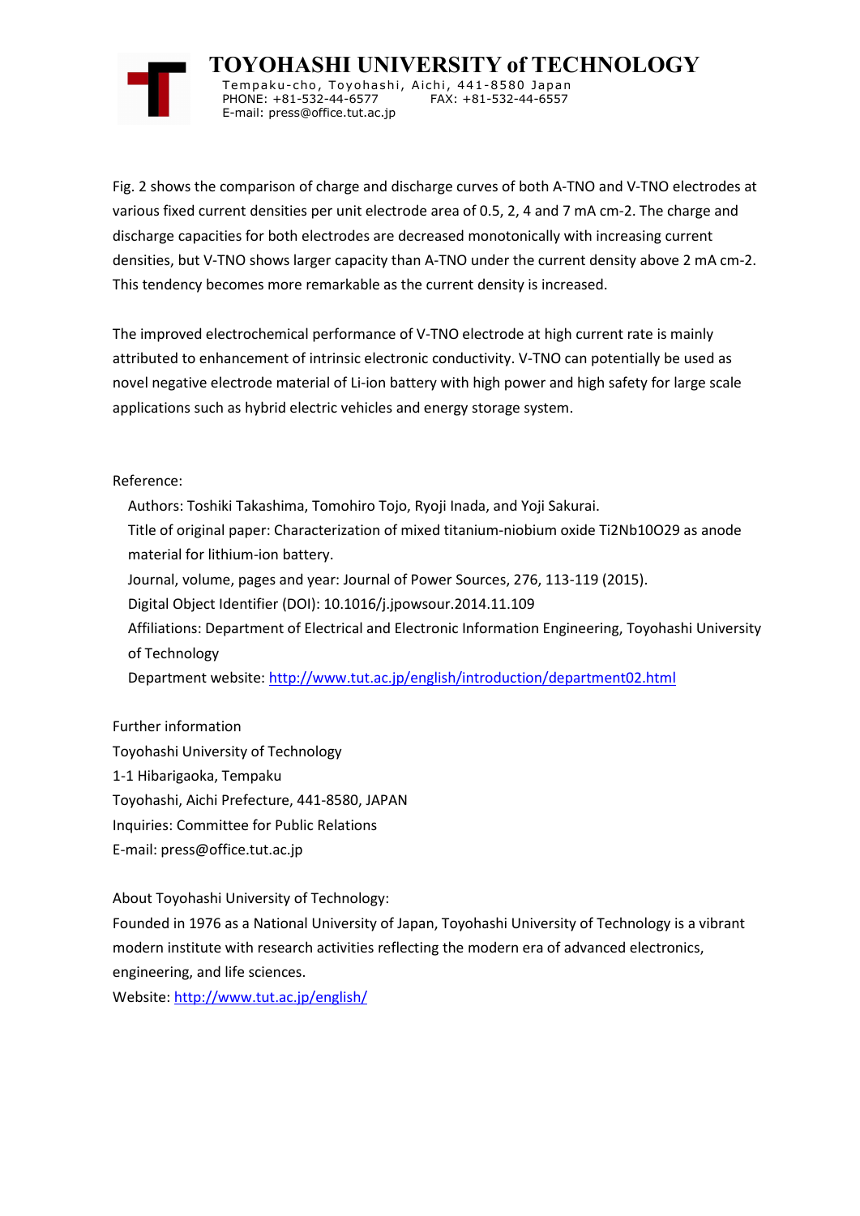Fig. 2 shows the comparison of charge and discharge curves of both A-TNO and V-TNO electrodes at various fixed current densities per unit electrode area of 0.5, 2, 4 and 7 mA cm-2. The charge and discharge capacities for both electrodes are decreased monotonically with increasing current densities, but V-TNO shows larger capacity than A-TNO under the current density above 2 mA cm-2. This tendency becomes more remarkable as the current density is increased.

The improved electrochemical performance of V-TNO electrode at high current rate is mainly attributed to enhancement of intrinsic electronic conductivity. V-TNO can potentially be used as novel negative electrode material of Li-ion battery with high power and high safety for large scale applications such as hybrid electric vehicles and energy storage system.

Reference:

Authors: Toshiki Takashima, Tomohiro Tojo, Ryoji Inada, and Yoji Sakurai.
Title of original paper: Characterization of mixed titanium-niobium oxide Ti2Nb10O29 as anode material for lithium-ion battery.
Journal, volume, pages and year: Journal of Power Sources, 276, 113-119 (2015).
Digital Object Identifier (DOI): 10.1016/j.jpowsour.2014.11.109
Affiliations: Department of Electrical and Electronic Information Engineering, Toyohashi University of Technology
Department website: http://www.tut.ac.jp/english/introduction/department02.html

Further information
Toyohashi University of Technology
1-1 Hibarigaoka, Tempaku
Toyohashi, Aichi Prefecture, 441-8580, JAPAN
Inquiries: Committee for Public Relations
E-mail: press@office.tut.ac.jp

About Toyohashi University of Technology:
Founded in 1976 as a National University of Japan, Toyohashi University of Technology is a vibrant modern institute with research activities reflecting the modern era of advanced electronics, engineering, and life sciences.
Website: http://www.tut.ac.jp/english/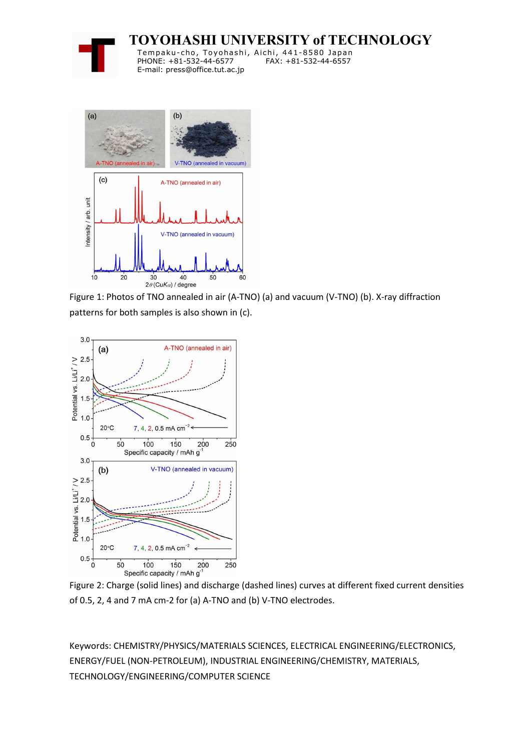(a)

A-TNO (annealed in air)

(b)

V-TNO (annealed in vacuum)

(c)

A-TNO (annealed in air)

V-TNO (annealed in vacuum)

Intensity / arb. unit

10 20 30 40 50 60

$2\theta$ (Cu$K\alpha$) / degree

Figure 1: Photos of TNO annealed in air (A-TNO) (a) and vacuum (V-TNO) (b). X-ray diffraction patterns for both samples is also shown in (c).

(a)

A-TNO (annealed in air)

Potential vs. Li/Li$^+$ / V

3.0 2.5 2.0 1.5 1.0 0.5

20°C

7, 4, 2, 0.5 mA cm$^{-2}$

0 50 100 150 200 250

Specific capacity / mAh g$^{-1}$

(b)

V-TNO (annealed in vacuum)

Potential vs. Li/Li$^+$ / V

3.0 2.5 2.0 1.5 1.0 0.5

20°C

7, 4, 2, 0.5 mA cm$^{-2}$

0 50 100 150 200 250

Specific capacity / mAh g$^{-1}$

Figure 2: Charge (solid lines) and discharge (dashed lines) curves at different fixed current densities of 0.5, 2, 4 and 7 mA cm-2 for (a) A-TNO and (b) V-TNO electrodes.

Keywords: CHEMISTRY/PHYSICS/MATERIALS SCIENCES, ELECTRICAL ENGINEERING/ELECTRONICS, ENERGY/FUEL (NON-PETROLEUM), INDUSTRIAL ENGINEERING/CHEMISTRY, MATERIALS, TECHNOLOGY/ENGINEERING/COMPUTER SCIENCE